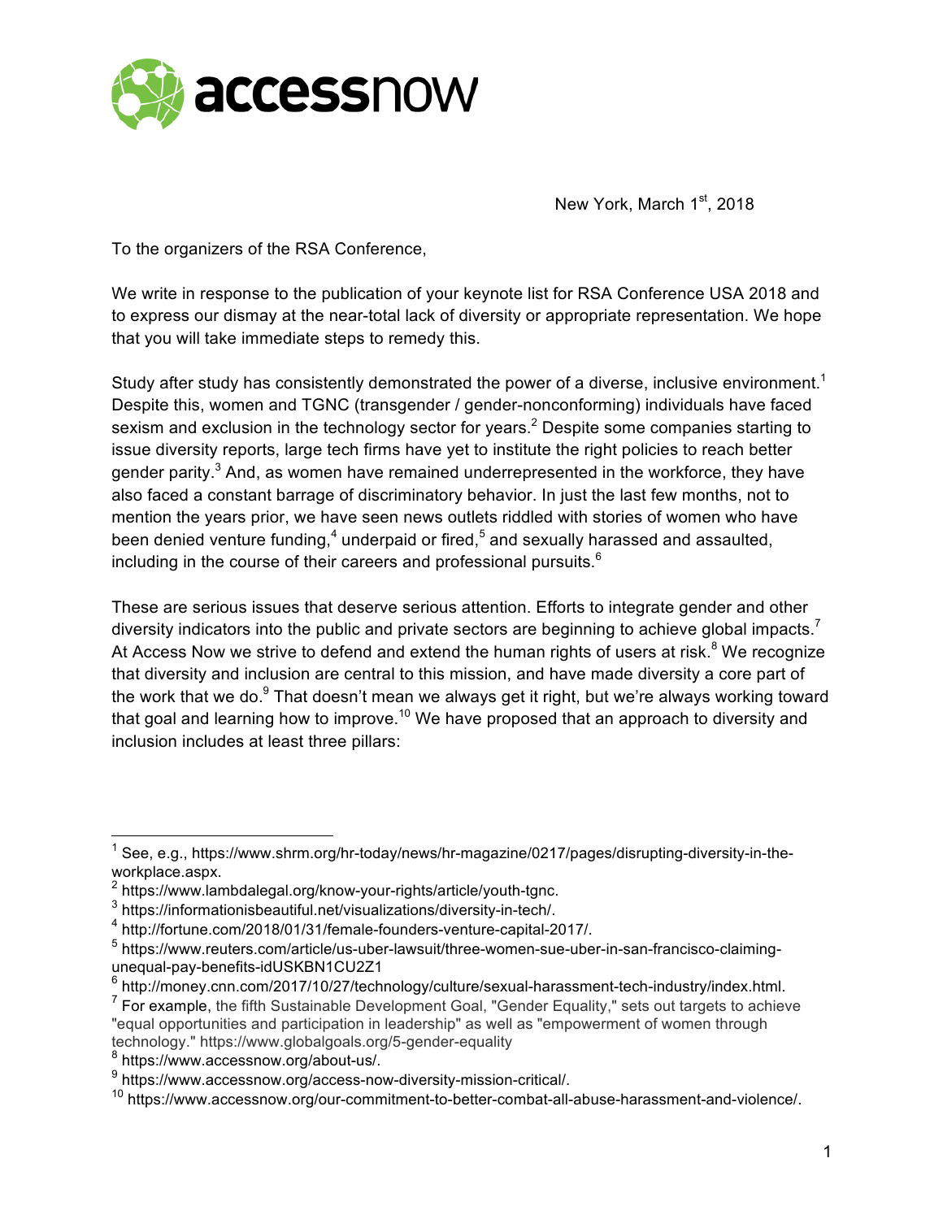New York, March 1st, 2018

To the organizers of the RSA Conference,

We write in response to the publication of your keynote list for RSA Conference USA 2018 and to express our dismay at the near-total lack of diversity or appropriate representation. We hope that you will take immediate steps to remedy this.

Study after study has consistently demonstrated the power of a diverse, inclusive environment.[1] Despite this, women and TGNC (transgender / gender-nonconforming) individuals have faced sexism and exclusion in the technology sector for years.[2] Despite some companies starting to issue diversity reports, large tech firms have yet to institute the right policies to reach better gender parity.[3] And, as women have remained underrepresented in the workforce, they have also faced a constant barrage of discriminatory behavior. In just the last few months, not to mention the years prior, we have seen news outlets riddled with stories of women who have been denied venture funding,[4] underpaid or fired,[5] and sexually harassed and assaulted, including in the course of their careers and professional pursuits.[6]

These are serious issues that deserve serious attention. Efforts to integrate gender and other diversity indicators into the public and private sectors are beginning to achieve global impacts.[7] At Access Now we strive to defend and extend the human rights of users at risk.[8] We recognize that diversity and inclusion are central to this mission, and have made diversity a core part of the work that we do.[9] That doesn't mean we always get it right, but we're always working toward that goal and learning how to improve.[10] We have proposed that an approach to diversity and inclusion includes at least three pillars:

---

[1] See, e.g., https://www.shrm.org/hr-today/news/hr-magazine/0217/pages/disrupting-diversity-in-the-workplace.aspx.

[2] https://www.lambdalegal.org/know-your-rights/article/youth-tgnc.

[3] https://informationisbeautiful.net/visualizations/diversity-in-tech/.

[4] http://fortune.com/2018/01/31/female-founders-venture-capital-2017/.

[5] https://www.reuters.com/article/us-uber-lawsuit/three-women-sue-uber-in-san-francisco-claiming-unequal-pay-benefits-idUSKBN1CU2Z1

[6] http://money.cnn.com/2017/10/27/technology/culture/sexual-harassment-tech-industry/index.html.

[7] For example, the fifth Sustainable Development Goal, "Gender Equality," sets out targets to achieve "equal opportunities and participation in leadership" as well as "empowerment of women through technology." https://www.globalgoals.org/5-gender-equality

[8] https://www.accessnow.org/about-us/.

[9] https://www.accessnow.org/access-now-diversity-mission-critical/.

[10] https://www.accessnow.org/our-commitment-to-better-combat-all-abuse-harassment-and-violence/.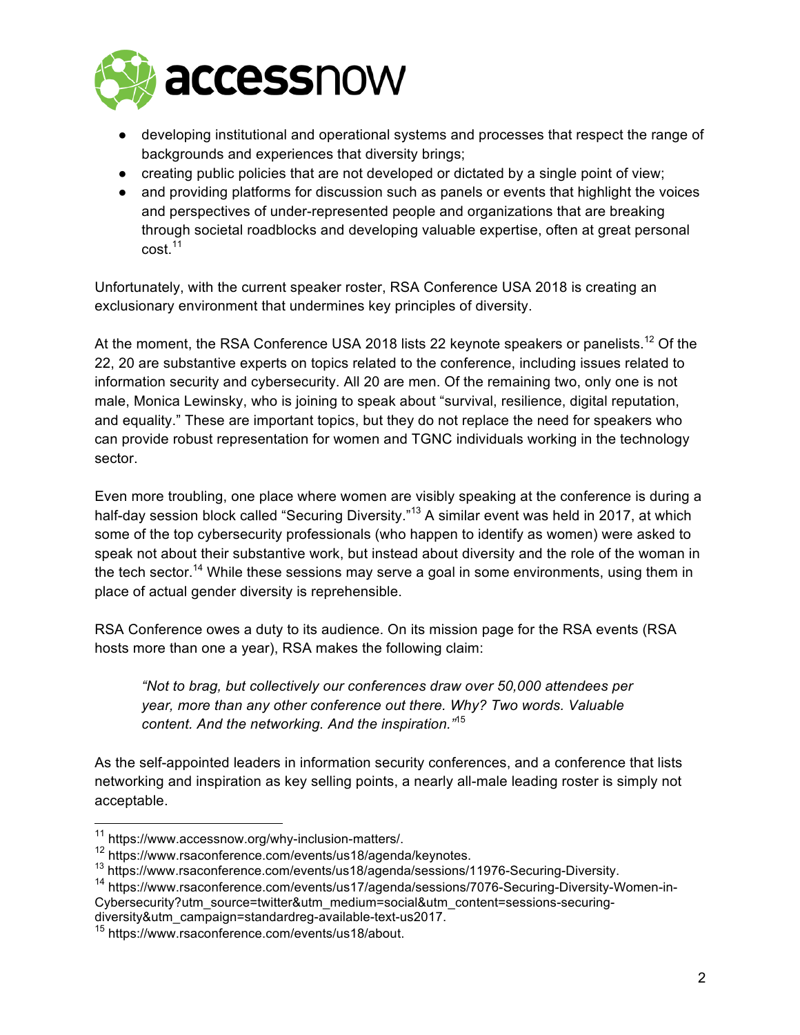- developing institutional and operational systems and processes that respect the range of backgrounds and experiences that diversity brings;
- creating public policies that are not developed or dictated by a single point of view;
- and providing platforms for discussion such as panels or events that highlight the voices and perspectives of under-represented people and organizations that are breaking through societal roadblocks and developing valuable expertise, often at great personal cost.[11]

Unfortunately, with the current speaker roster, RSA Conference USA 2018 is creating an exclusionary environment that undermines key principles of diversity.

At the moment, the RSA Conference USA 2018 lists 22 keynote speakers or panelists.[12] Of the 22, 20 are substantive experts on topics related to the conference, including issues related to information security and cybersecurity. All 20 are men. Of the remaining two, only one is not male, Monica Lewinsky, who is joining to speak about "survival, resilience, digital reputation, and equality." These are important topics, but they do not replace the need for speakers who can provide robust representation for women and TGNC individuals working in the technology sector.

Even more troubling, one place where women are visibly speaking at the conference is during a half-day session block called "Securing Diversity."[13] A similar event was held in 2017, at which some of the top cybersecurity professionals (who happen to identify as women) were asked to speak not about their substantive work, but instead about diversity and the role of the woman in the tech sector.[14] While these sessions may serve a goal in some environments, using them in place of actual gender diversity is reprehensible.

RSA Conference owes a duty to its audience. On its mission page for the RSA events (RSA hosts more than one a year), RSA makes the following claim:

> *"Not to brag, but collectively our conferences draw over 50,000 attendees per year, more than any other conference out there. Why? Two words. Valuable content. And the networking. And the inspiration."*[15]

As the self-appointed leaders in information security conferences, and a conference that lists networking and inspiration as key selling points, a nearly all-male leading roster is simply not acceptable.

---

[11] https://www.accessnow.org/why-inclusion-matters/.

[12] https://www.rsaconference.com/events/us18/agenda/keynotes.

[13] https://www.rsaconference.com/events/us18/agenda/sessions/11976-Securing-Diversity.

[14] https://www.rsaconference.com/events/us17/agenda/sessions/7076-Securing-Diversity-Women-in-Cybersecurity?utm_source=twitter&utm_medium=social&utm_content=sessions-securing-diversity&utm_campaign=standardreg-available-text-us2017.

[15] https://www.rsaconference.com/events/us18/about.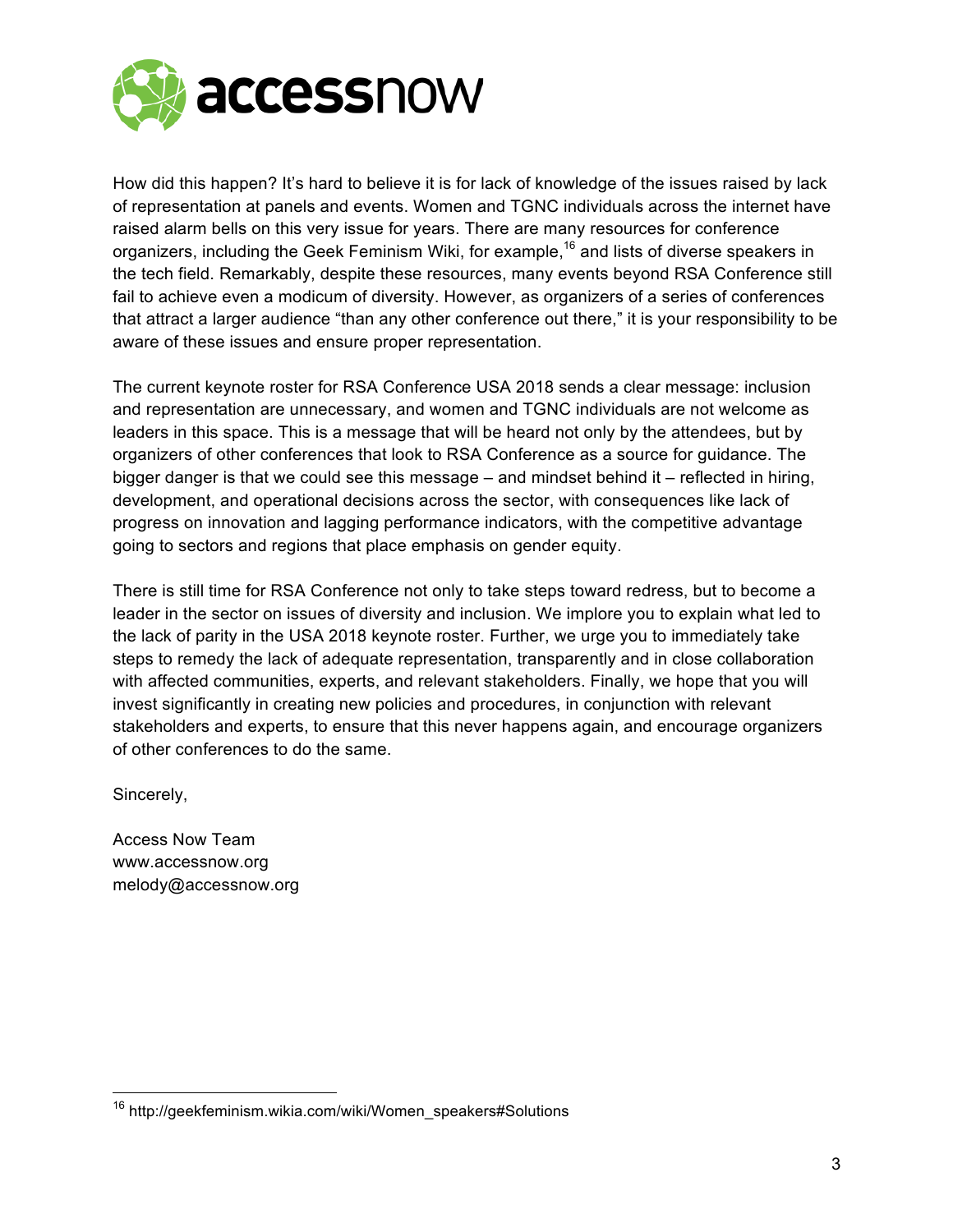How did this happen? It's hard to believe it is for lack of knowledge of the issues raised by lack of representation at panels and events. Women and TGNC individuals across the internet have raised alarm bells on this very issue for years. There are many resources for conference organizers, including the Geek Feminism Wiki, for example,[16] and lists of diverse speakers in the tech field. Remarkably, despite these resources, many events beyond RSA Conference still fail to achieve even a modicum of diversity. However, as organizers of a series of conferences that attract a larger audience "than any other conference out there," it is your responsibility to be aware of these issues and ensure proper representation.

The current keynote roster for RSA Conference USA 2018 sends a clear message: inclusion and representation are unnecessary, and women and TGNC individuals are not welcome as leaders in this space. This is a message that will be heard not only by the attendees, but by organizers of other conferences that look to RSA Conference as a source for guidance. The bigger danger is that we could see this message – and mindset behind it – reflected in hiring, development, and operational decisions across the sector, with consequences like lack of progress on innovation and lagging performance indicators, with the competitive advantage going to sectors and regions that place emphasis on gender equity.

There is still time for RSA Conference not only to take steps toward redress, but to become a leader in the sector on issues of diversity and inclusion. We implore you to explain what led to the lack of parity in the USA 2018 keynote roster. Further, we urge you to immediately take steps to remedy the lack of adequate representation, transparently and in close collaboration with affected communities, experts, and relevant stakeholders. Finally, we hope that you will invest significantly in creating new policies and procedures, in conjunction with relevant stakeholders and experts, to ensure that this never happens again, and encourage organizers of other conferences to do the same.

Sincerely,

Access Now Team
www.accessnow.org
melody@accessnow.org

---

[16] http://geekfeminism.wikia.com/wiki/Women_speakers#Solutions